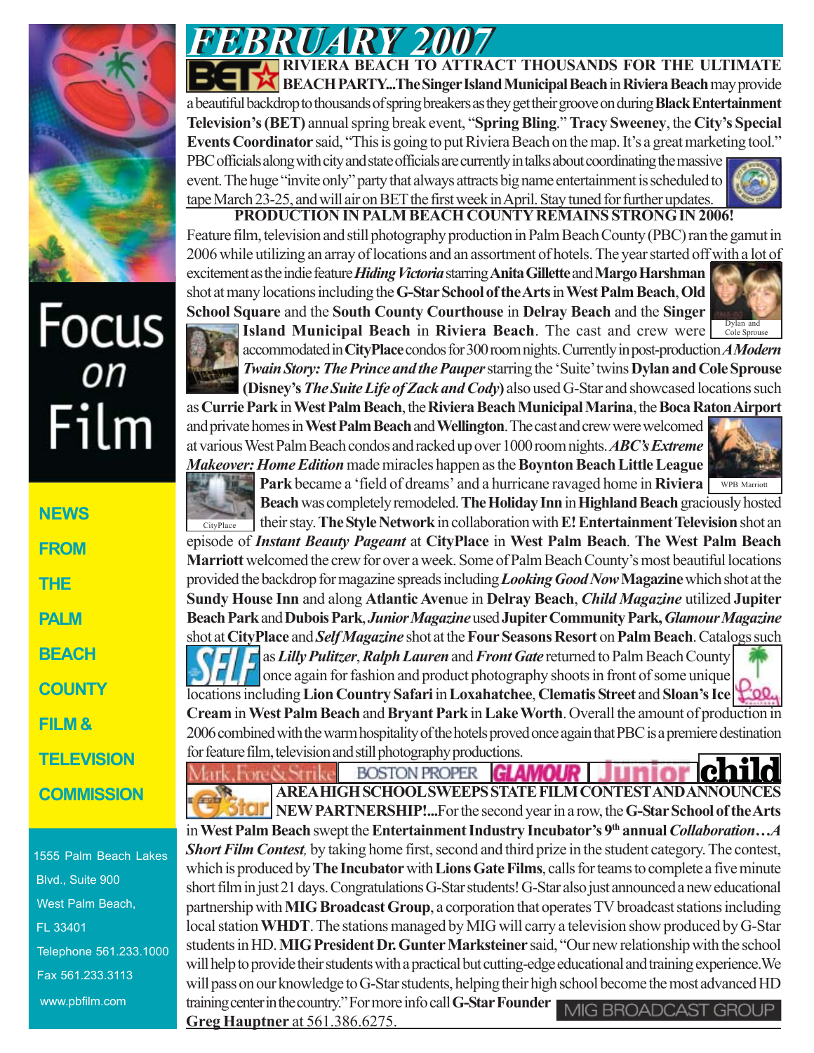# FEBRUARY 2007

**RIVIERA BEACH TO ATTRACT THOUSANDS FOR THE ULTIMATE BEACH PARTY...The Singer Island Municipal Beach** in **Riviera Beach** may provide a beautiful backdrop to thousands of spring breakers as they get their groove on during **Black Entertainment Television's (BET)** annual spring break event, "**Spring Bling**." **Tracy Sweeney**, the **City's Special Events Coordinator** said, "This is going to put Riviera Beach on the map. It's a great marketing tool." PBC officials along with city and state officials are currently in talks about coordinating the massive event. The huge "invite only" party that always attracts big name entertainment is scheduled to tape March 23-25, and will air on BET the first week in April. Stay tuned for further updates.

**PRODUCTION IN PALM BEACH COUNTY REMAINS STRONG IN 2006!**

Feature film, television and still photography production in Palm Beach County (PBC) ran the gamut in 2006 while utilizing an array of locations and an assortment of hotels. The year started off with a lot of excitement as the indie feature ***Hiding Victoria*** starring **Anita Gillette** and **Margo Harshman** shot at many locations including the **G-Star School of the Arts** in **West Palm Beach**, **Old School Square** and the **South County Courthouse** in **Delray Beach** and the **Singer Island Municipal Beach** in **Riviera Beach**. The cast and crew were accommodated in **CityPlace** condos for 300 room nights. Currently in post-production ***A Modern Twain Story: The Prince and the Pauper*** starring the 'Suite' twins **Dylan and Cole Sprouse (Disney's *The Suite Life of Zack and Cody*)** also used G-Star and showcased locations such as **Currie Park** in **West Palm Beach**, the **Riviera Beach Municipal Marina**, the **Boca Raton Airport** and private homes in **West Palm Beach** and **Wellington**. The cast and crew were welcomed at various West Palm Beach condos and racked up over 1000 room nights. ***ABC's Extreme Makeover: Home Edition*** made miracles happen as the **Boynton Beach Little League Park** became a 'field of dreams' and a hurricane ravaged home in **Riviera Beach** was completely remodeled. **The Holiday Inn** in **Highland Beach** graciously hosted their stay. **The Style Network** in collaboration with **E! Entertainment Television** shot an episode of ***Instant Beauty Pageant*** at **CityPlace** in **West Palm Beach**. **The West Palm Beach Marriott** welcomed the crew for over a week. Some of Palm Beach County's most beautiful locations provided the backdrop for magazine spreads including ***Looking Good Now* Magazine** which shot at the **Sundy House Inn** and along **Atlantic Aven**ue in **Delray Beach**, ***Child Magazine*** utilized **Jupiter Beach Park** and **Dubois Park**, ***Junior Magazine*** used **Jupiter Community Park, *Glamour Magazine*** shot at **CityPlace** and ***Self Magazine*** shot at the **Four Seasons Resort** on **Palm Beach**. Catalogs such as ***Lilly Pulitzer***, ***Ralph Lauren*** and ***Front Gate*** returned to Palm Beach County once again for fashion and product photography shoots in front of some unique locations including **Lion Country Safari** in **Loxahatchee**, **Clematis Street** and **Sloan's Ice Cream** in **West Palm Beach** and **Bryant Park** in **Lake Worth**. Overall the amount of production in 2006 combined with the warm hospitality of the hotels proved once again that PBC is a premiere destination for feature film, television and still photography productions.

Dylan and Cole Sprouse

WPB Marriott

CityPlace

**AREA HIGH SCHOOL SWEEPS STATE FILM CONTEST AND ANNOUNCES NEW PARTNERSHIP!...**For the second year in a row, the **G-Star School of the Arts** in **West Palm Beach** swept the **Entertainment Industry Incubator's 9th annual *Collaboration…A Short Film Contest,*** by taking home first, second and third prize in the student category. The contest, which is produced by **The Incubator** with **Lions Gate Films**, calls for teams to complete a five minute short film in just 21 days. Congratulations G-Star students! G-Star also just announced a new educational partnership with **MIG Broadcast Group**, a corporation that operates TV broadcast stations including local station **WHDT**. The stations managed by MIG will carry a television show produced by G-Star students in HD. **MIG President Dr. Gunter Marksteiner** said, "Our new relationship with the school will help to provide their students with a practical but cutting-edge educational and training experience. We will pass on our knowledge to G-Star students, helping their high school become the most advanced HD training center in the country." For more info call **G-Star Founder Greg Hauptner** at 561.386.6275.

Focus on Film

NEWS FROM THE PALM BEACH COUNTY FILM & TELEVISION COMMISSION

1555 Palm Beach Lakes Blvd., Suite 900
West Palm Beach, FL 33401
Telephone 561.233.1000
Fax 561.233.3113
www.pbfilm.com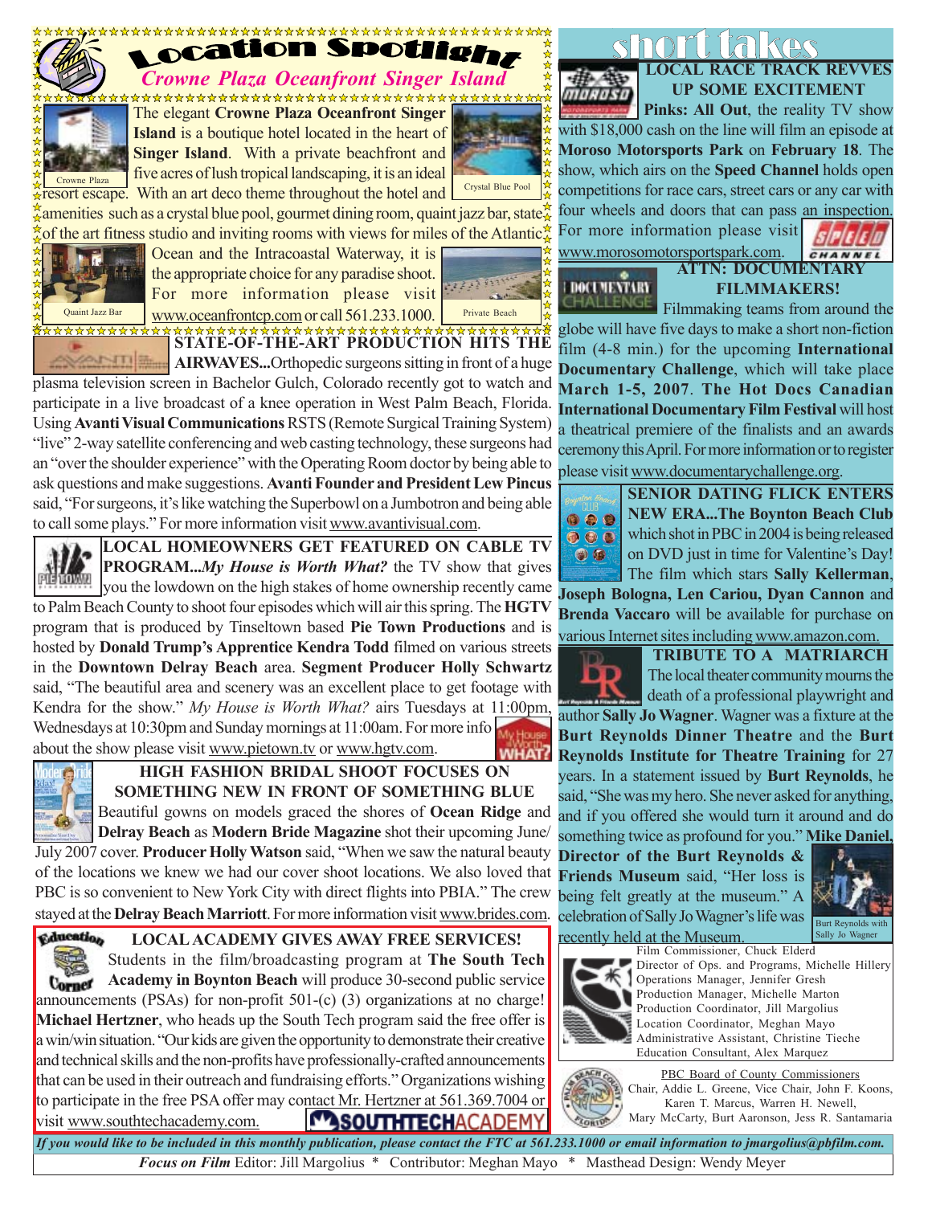# Location Spotlight

## Crowne Plaza Oceanfront Singer Island

Crowne Plaza

Crystal Blue Pool

The elegant **Crowne Plaza Oceanfront Singer Island** is a boutique hotel located in the heart of **Singer Island**. With a private beachfront and five acres of lush tropical landscaping, it is an ideal resort escape. With an art deco theme throughout the hotel and amenities such as a crystal blue pool, gourmet dining room, quaint jazz bar, state of the art fitness studio and inviting rooms with views for miles of the Atlantic Ocean and the Intracoastal Waterway, it is the appropriate choice for any paradise shoot. For more information please visit www.oceanfrontcp.com or call 561.233.1000.

Quaint Jazz Bar

Private Beach

**STATE-OF-THE-ART PRODUCTION HITS THE AIRWAVES...**Orthopedic surgeons sitting in front of a huge plasma television screen in Bachelor Gulch, Colorado recently got to watch and participate in a live broadcast of a knee operation in West Palm Beach, Florida. Using **Avanti Visual Communications** RSTS (Remote Surgical Training System) "live" 2-way satellite conferencing and web casting technology, these surgeons had an "over the shoulder experience" with the Operating Room doctor by being able to ask questions and make suggestions. **Avanti Founder and President Lew Pincus** said, "For surgeons, it's like watching the Superbowl on a Jumbotron and being able to call some plays." For more information visit www.avantivisual.com.

**LOCAL HOMEOWNERS GET FEATURED ON CABLE TV PROGRAM...***My House is Worth What?* the TV show that gives you the lowdown on the high stakes of home ownership recently came to Palm Beach County to shoot four episodes which will air this spring. The **HGTV** program that is produced by Tinseltown based **Pie Town Productions** and is hosted by **Donald Trump's Apprentice Kendra Todd** filmed on various streets in the **Downtown Delray Beach** area. **Segment Producer Holly Schwartz** said, "The beautiful area and scenery was an excellent place to get footage with Kendra for the show." *My House is Worth What?* airs Tuesdays at 11:00pm, Wednesdays at 10:30pm and Sunday mornings at 11:00am. For more info about the show please visit www.pietown.tv or www.hgtv.com.

**HIGH FASHION BRIDAL SHOOT FOCUSES ON SOMETHING NEW IN FRONT OF SOMETHING BLUE**

Beautiful gowns on models graced the shores of **Ocean Ridge** and **Delray Beach** as **Modern Bride Magazine** shot their upcoming June/July 2007 cover. **Producer Holly Watson** said, "When we saw the natural beauty of the locations we knew we had our cover shoot locations. We also loved that PBC is so convenient to New York City with direct flights into PBIA." The crew stayed at the **Delray Beach Marriott**. For more information visit www.brides.com.

Education Corner

**LOCAL ACADEMY GIVES AWAY FREE SERVICES!**

Students in the film/broadcasting program at **The South Tech Academy in Boynton Beach** will produce 30-second public service announcements (PSAs) for non-profit 501-(c) (3) organizations at no charge! **Michael Hertzner**, who heads up the South Tech program said the free offer is a win/win situation. "Our kids are given the opportunity to demonstrate their creative and technical skills and the non-profits have professionally-crafted announcements that can be used in their outreach and fundraising efforts." Organizations wishing to participate in the free PSA offer may contact Mr. Hertzner at 561.369.7004 or visit www.southtechacademy.com.

# short takes

**LOCAL RACE TRACK REVVES UP SOME EXCITEMENT**

**Pinks: All Out**, the reality TV show with $18,000 cash on the line will film an episode at **Moroso Motorsports Park** on **February 18**. The show, which airs on the **Speed Channel** holds open competitions for race cars, street cars or any car with four wheels and doors that can pass an inspection. For more information please visit www.morosomotorsportspark.com.

**ATTN: DOCUMENTARY FILMMAKERS!**

Filmmaking teams from around the globe will have five days to make a short non-fiction film (4-8 min.) for the upcoming **International Documentary Challenge**, which will take place **March 1-5, 2007**. **The Hot Docs Canadian International Documentary Film Festival** will host a theatrical premiere of the finalists and an awards ceremony this April. For more information or to register please visit www.documentarychallenge.org.

**SENIOR DATING FLICK ENTERS NEW ERA...The Boynton Beach Club** which shot in PBC in 2004 is being released on DVD just in time for Valentine's Day! The film which stars **Sally Kellerman**, **Joseph Bologna, Len Cariou, Dyan Cannon** and **Brenda Vaccaro** will be available for purchase on various Internet sites including www.amazon.com.

**TRIBUTE TO A MATRIARCH**

The local theater community mourns the death of a professional playwright and author **Sally Jo Wagner**. Wagner was a fixture at the **Burt Reynolds Dinner Theatre** and the **Burt Reynolds Institute for Theatre Training** for 27 years. In a statement issued by **Burt Reynolds**, he said, "She was my hero. She never asked for anything, and if you offered she would turn it around and do something twice as profound for you." **Mike Daniel, Director of the Burt Reynolds & Friends Museum** said, "Her loss is being felt greatly at the museum." A celebration of Sally Jo Wagner's life was recently held at the Museum.

Burt Reynolds with Sally Jo Wagner

Film Commissioner, Chuck Elderd
Director of Ops. and Programs, Michelle Hillery
Operations Manager, Jennifer Gresh
Production Manager, Michelle Marton
Production Coordinator, Jill Margolius
Location Coordinator, Meghan Mayo
Administrative Assistant, Christine Tieche
Education Consultant, Alex Marquez

PBC Board of County Commissioners
Chair, Addie L. Greene, Vice Chair, John F. Koons,
Karen T. Marcus, Warren H. Newell,
Mary McCarty, Burt Aaronson, Jess R. Santamaria

*If you would like to be included in this monthly publication, please contact the FTC at 561.233.1000 or email information to jmargolius@pbfilm.com.*

*Focus on Film* Editor: Jill Margolius * Contributor: Meghan Mayo * Masthead Design: Wendy Meyer